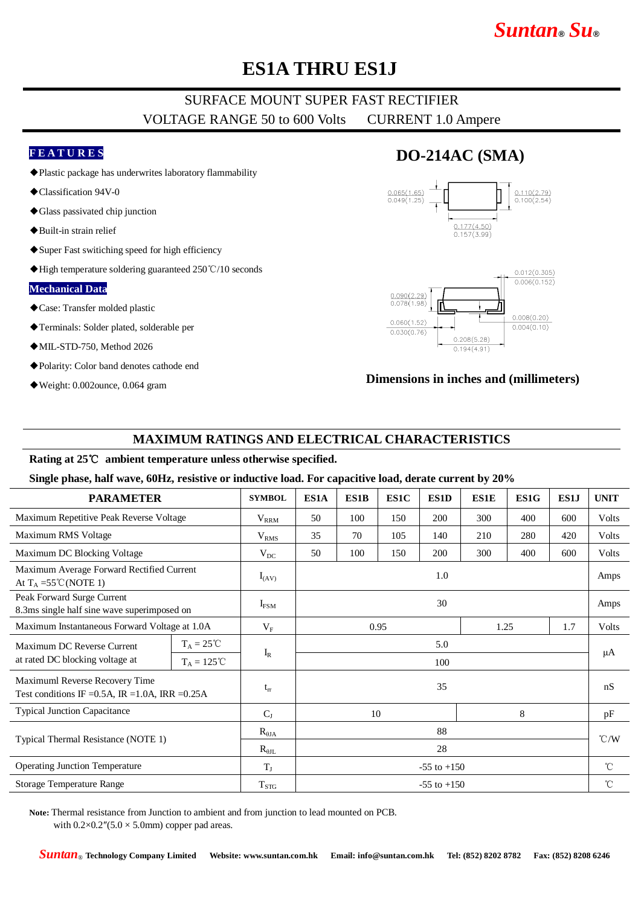# ES1A THRU ES1J

SURFACE MOUNT SUPER FAST RECTIFIER

VOLTAGE RANGE 50 to 600 Volts CURRENT 1.0 Ampere

## FEATURES

◆Plastic package has underwrites laboratory flammability

◆Classification 94V-0

◆Glass passivated chip junction

◆Built-in strain relief

◆Super Fast switching speed for high efficiency

◆High temperature soldering guaranteed 250℃/10 seconds

## Mechanical Data

◆Case: Transfer molded plastic

◆Terminals: Solder plated, solderable per

◆MIL-STD-750, Method 2026

◆Polarity: Color band denotes cathode end

◆Weight: 0.002ounce, 0.064 gram

## DO-214AC (SMA)

0.065(1.65)
0.049(1.25)

0.110(2.79)
0.100(2.54)

0.177(4.50)
0.157(3.99)

0.012(0.305)
0.006(0.152)

0.090(2.29)
0.078(1.98)

0.060(1.52)
0.030(0.76)

0.008(0.20)
0.004(0.10)

0.208(5.28)
0.194(4.91)

**Dimensions in inches and (millimeters)**

## MAXIMUM RATINGS AND ELECTRICAL CHARACTERISTICS

**Rating at 25℃ ambient temperature unless otherwise specified.**

**Single phase, half wave, 60Hz, resistive or inductive load. For capacitive load, derate current by 20%**

| PARAMETER | | SYMBOL | ES1A | ES1B | ES1C | ES1D | ES1E | ES1G | ES1J | UNIT |
|---|---|---|---|---|---|---|---|---|---|---|
| Maximum Repetitive Peak Reverse Voltage | | $V_{RRM}$ | 50 | 100 | 150 | 200 | 300 | 400 | 600 | Volts |
| Maximum RMS Voltage | | $V_{RMS}$ | 35 | 70 | 105 | 140 | 210 | 280 | 420 | Volts |
| Maximum DC Blocking Voltage | | $V_{DC}$ | 50 | 100 | 150 | 200 | 300 | 400 | 600 | Volts |
| Maximum Average Forward Rectified Current At $T_A$ =55℃(NOTE 1) | | $I_{(AV)}$ | 1.0 | | | | | | | Amps |
| Peak Forward Surge Current 8.3ms single half sine wave superimposed on | | $I_{FSM}$ | 30 | | | | | | | Amps |
| Maximum Instantaneous Forward Voltage at 1.0A | | $V_F$ | 0.95 | | | | 1.25 | | 1.7 | Volts |
| Maximum DC Reverse Current at rated DC blocking voltage at | $T_A$ = 25℃ | $I_R$ | 5.0 | | | | | | | μA |
| | $T_A$ = 125℃ | | 100 | | | | | | | |
| Maximuml Reverse Recovery Time Test conditions IF =0.5A, IR =1.0A, IRR =0.25A | | $t_{rr}$ | 35 | | | | | | | nS |
| Typical Junction Capacitance | | $C_J$ | 10 | | | | 8 | | | pF |
| Typical Thermal Resistance (NOTE 1) | | $R_{\theta JA}$ | 88 | | | | | | | ℃/W |
| | | $R_{\theta JL}$ | 28 | | | | | | | |
| Operating Junction Temperature | | $T_J$ | -55 to +150 | | | | | | | ℃ |
| Storage Temperature Range | | $T_{STG}$ | -55 to +150 | | | | | | | ℃ |

**Note:** Thermal resistance from Junction to ambient and from junction to lead mounted on PCB.
with 0.2×0.2″(5.0 × 5.0mm) copper pad areas.

Suntan® Technology Company Limited Website: www.suntan.com.hk Email: info@suntan.com.hk Tel: (852) 8202 8782 Fax: (852) 8208 6246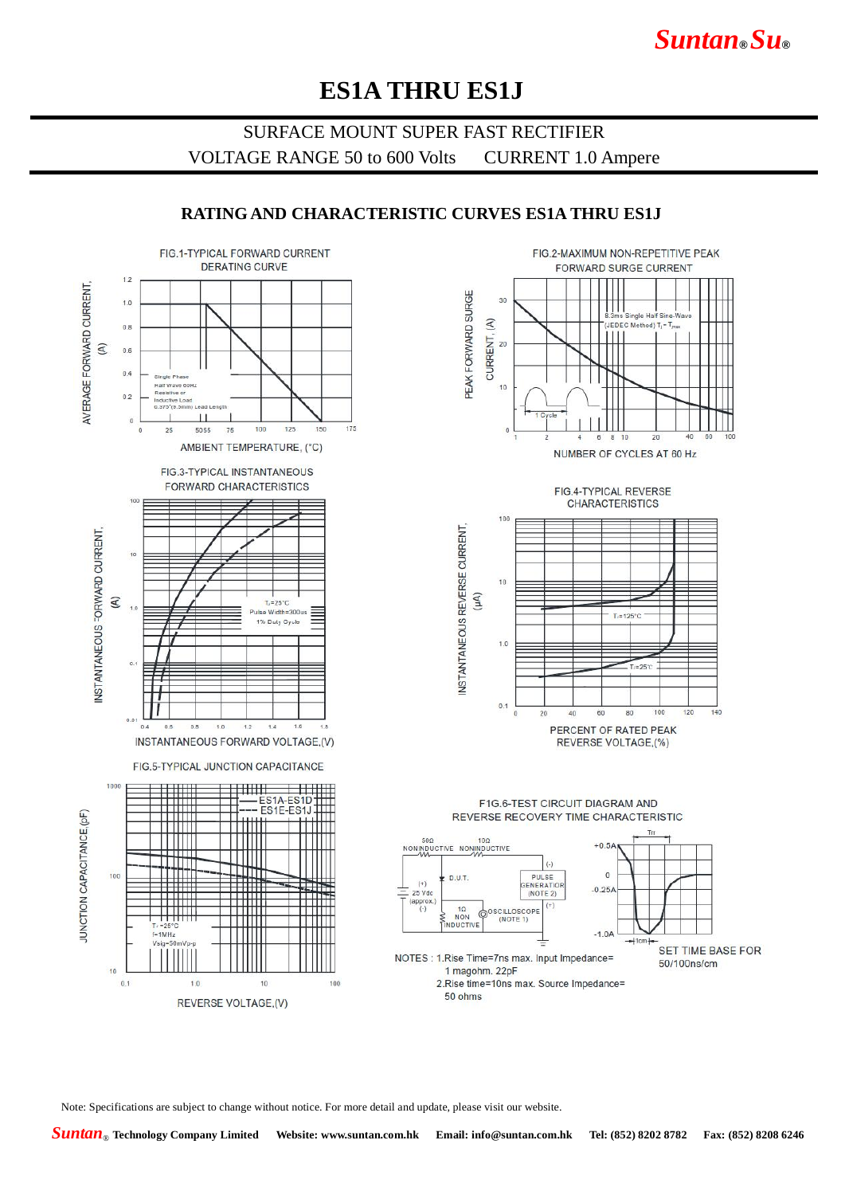# ES1A THRU ES1J

SURFACE MOUNT SUPER FAST RECTIFIER

VOLTAGE RANGE 50 to 600 Volts CURRENT 1.0 Ampere

## RATING AND CHARACTERISTIC CURVES ES1A THRU ES1J

FIG.1-TYPICAL FORWARD CURRENT DERATING CURVE

AVERAGE FORWARD CURRENT, (A)

1.2
1.0
0.8
0.6
0.4
0.2
0

Single Phase
Half Wave 60Hz
Resistive or
Inductive Load
0.375"(9.5mm) Lead Length

0 25 50 55 75 100 125 150 175

AMBIENT TEMPERATURE, (°C)

FIG.2-MAXIMUM NON-REPETITIVE PEAK FORWARD SURGE CURRENT

PEAK FORWARD SURGE CURRENT, (A)

30
20
10
0

8.3ms Single Half Sine-Wave
(JEDEC Method) $T_j=T_{jmax}$

1 Cycle

1 2 4 6 8 10 20 40 60 100

NUMBER OF CYCLES AT 60 Hz

FIG.3-TYPICAL INSTANTANEOUS FORWARD CHARACTERISTICS

INSTANTANEOUS FORWARD CURRENT, (A)

100
10
1.0
0.1
0.01

$T_j=25°C$
Pulse Width=300us
1% Duty Cycle

0.4 0.6 0.8 1.0 1.2 1.4 1.6 1.8

INSTANTANEOUS FORWARD VOLTAGE,(V)

FIG.4-TYPICAL REVERSE CHARACTERISTICS

INSTANTANEOUS REVERSE CURRENT, (μA)

100
10
1.0
0.1

$T_j=125°C$

$T_j=25°C$

0 20 40 60 80 100 120 140

PERCENT OF RATED PEAK REVERSE VOLTAGE,(%)

FIG.5-TYPICAL JUNCTION CAPACITANCE

JUNCTION CAPACITANCE,(pF)

1000
100
10

ES1A-ES1D
ES1E-ES1J

$T_j=25°C$
f=1MHz
Vsig=50mVp-p

0.1 1.0 10 100

REVERSE VOLTAGE,(V)

FIG.6-TEST CIRCUIT DIAGRAM AND REVERSE RECOVERY TIME CHARACTERISTIC

50Ω NONINDUCTIVE
10Ω NONINDUCTIVE
D.U.T.
(+) 25 Vdc (approx.) (-)
1Ω NON INDUCTIVE
PULSE GENERATOR (NOTE 2)
OSCILLOSCOPE (NOTE 1)
(-) (+)

Trr
+0.5A
0
-0.25A
-1.0A
1cm

SET TIME BASE FOR 50/100ns/cm

NOTES : 1.Rise Time=7ns max. Input Impedance= 1 megohm. 22pF
2.Rise time=10ns max. Source Impedance= 50 ohms

Note: Specifications are subject to change without notice. For more detail and update, please visit our website.